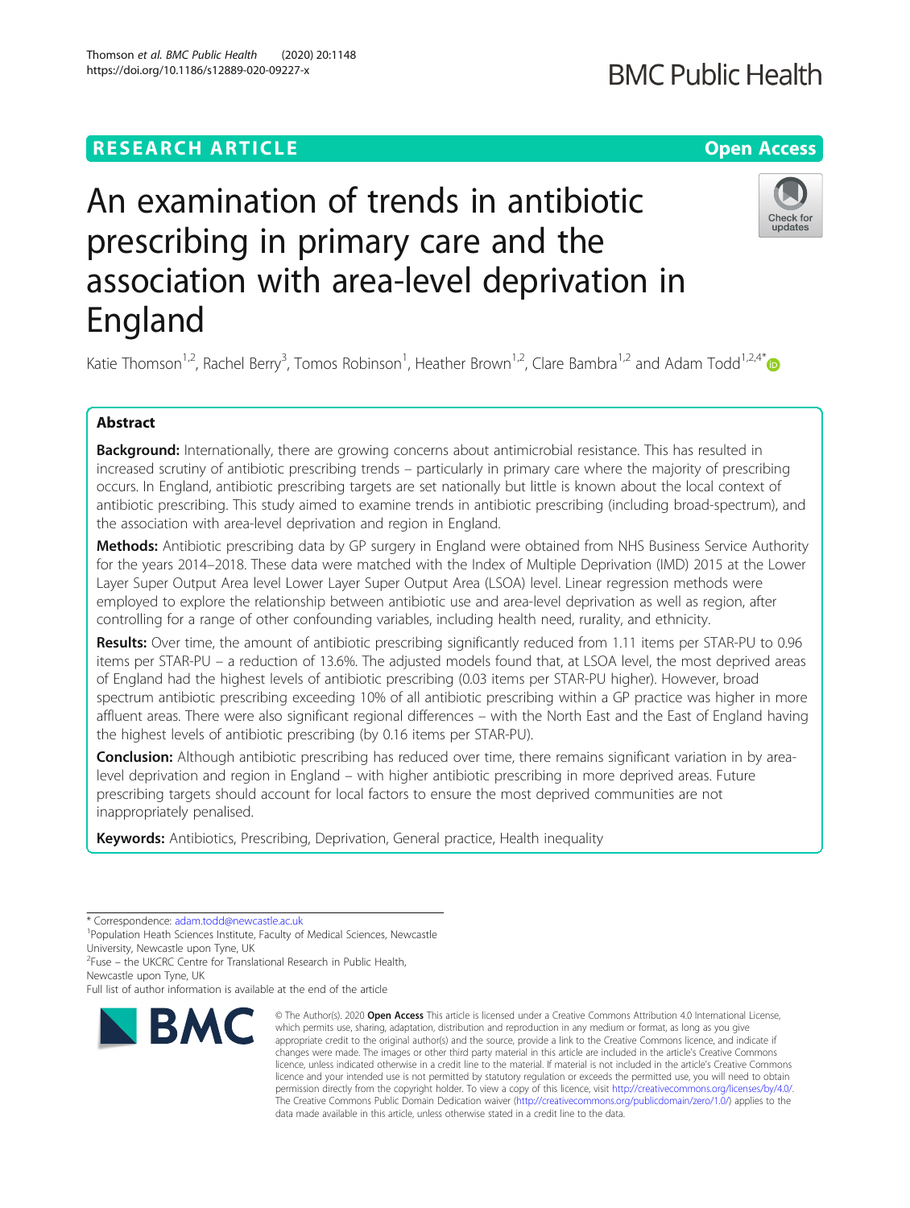RESEARCH ARTICLE

Open Access

# An examination of trends in antibiotic prescribing in primary care and the association with area-level deprivation in England

Katie Thomson[1,2], Rachel Berry[3], Tomos Robinson[1], Heather Brown[1,2], Clare Bambra[1,2] and Adam Todd[1,2,4*]

## Abstract

**Background:** Internationally, there are growing concerns about antimicrobial resistance. This has resulted in increased scrutiny of antibiotic prescribing trends – particularly in primary care where the majority of prescribing occurs. In England, antibiotic prescribing targets are set nationally but little is known about the local context of antibiotic prescribing. This study aimed to examine trends in antibiotic prescribing (including broad-spectrum), and the association with area-level deprivation and region in England.

**Methods:** Antibiotic prescribing data by GP surgery in England were obtained from NHS Business Service Authority for the years 2014–2018. These data were matched with the Index of Multiple Deprivation (IMD) 2015 at the Lower Layer Super Output Area level Lower Layer Super Output Area (LSOA) level. Linear regression methods were employed to explore the relationship between antibiotic use and area-level deprivation as well as region, after controlling for a range of other confounding variables, including health need, rurality, and ethnicity.

**Results:** Over time, the amount of antibiotic prescribing significantly reduced from 1.11 items per STAR-PU to 0.96 items per STAR-PU – a reduction of 13.6%. The adjusted models found that, at LSOA level, the most deprived areas of England had the highest levels of antibiotic prescribing (0.03 items per STAR-PU higher). However, broad spectrum antibiotic prescribing exceeding 10% of all antibiotic prescribing within a GP practice was higher in more affluent areas. There were also significant regional differences – with the North East and the East of England having the highest levels of antibiotic prescribing (by 0.16 items per STAR-PU).

**Conclusion:** Although antibiotic prescribing has reduced over time, there remains significant variation in by area-level deprivation and region in England – with higher antibiotic prescribing in more deprived areas. Future prescribing targets should account for local factors to ensure the most deprived communities are not inappropriately penalised.

**Keywords:** Antibiotics, Prescribing, Deprivation, General practice, Health inequality

---

* Correspondence: adam.todd@newcastle.ac.uk

[1]Population Heath Sciences Institute, Faculty of Medical Sciences, Newcastle University, Newcastle upon Tyne, UK

[2]Fuse – the UKCRC Centre for Translational Research in Public Health, Newcastle upon Tyne, UK

Full list of author information is available at the end of the article

© The Author(s). 2020 **Open Access** This article is licensed under a Creative Commons Attribution 4.0 International License, which permits use, sharing, adaptation, distribution and reproduction in any medium or format, as long as you give appropriate credit to the original author(s) and the source, provide a link to the Creative Commons licence, and indicate if changes were made. The images or other third party material in this article are included in the article's Creative Commons licence, unless indicated otherwise in a credit line to the material. If material is not included in the article's Creative Commons licence and your intended use is not permitted by statutory regulation or exceeds the permitted use, you will need to obtain permission directly from the copyright holder. To view a copy of this licence, visit http://creativecommons.org/licenses/by/4.0/. The Creative Commons Public Domain Dedication waiver (http://creativecommons.org/publicdomain/zero/1.0/) applies to the data made available in this article, unless otherwise stated in a credit line to the data.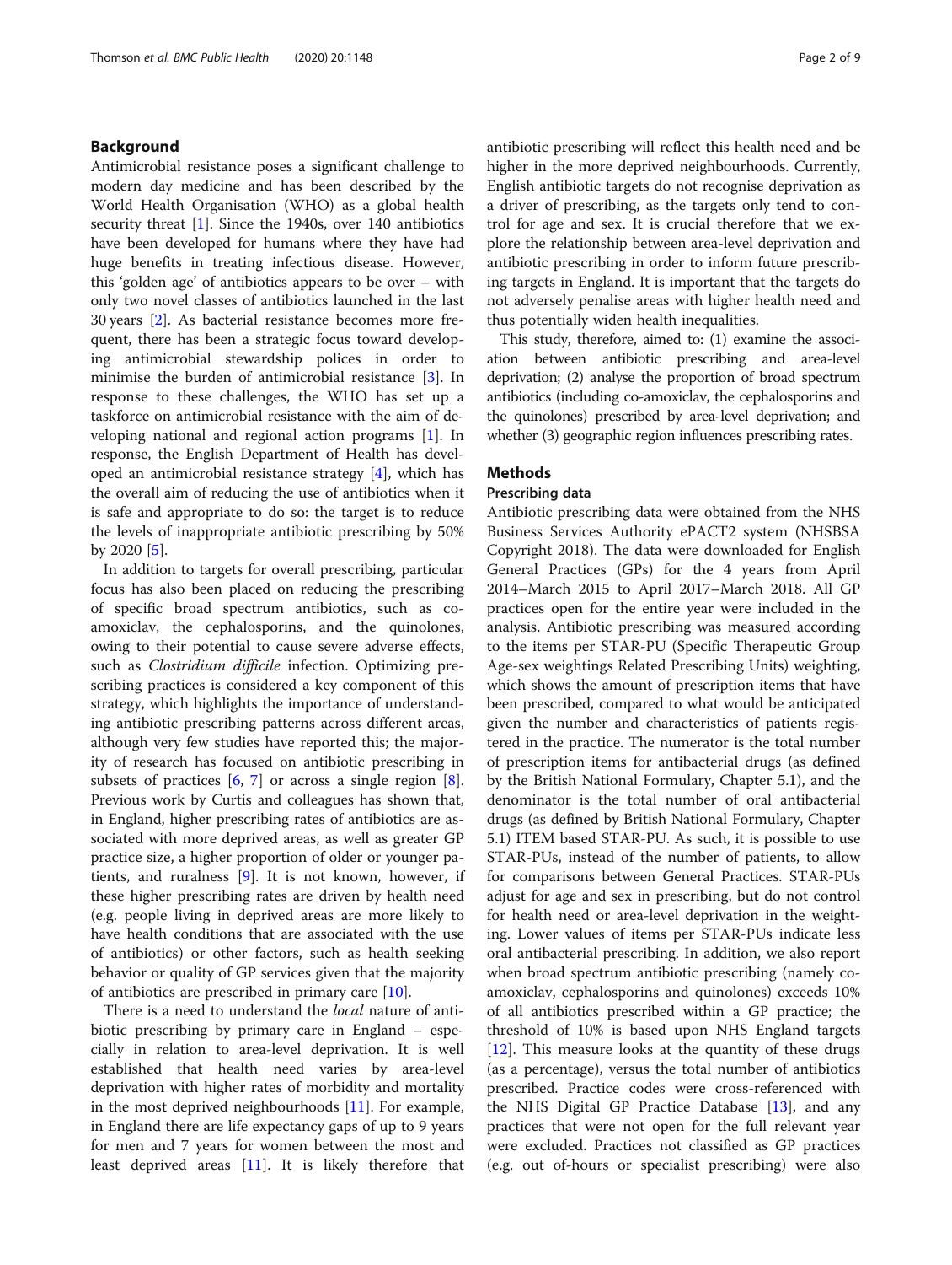## Background

Antimicrobial resistance poses a significant challenge to modern day medicine and has been described by the World Health Organisation (WHO) as a global health security threat [1]. Since the 1940s, over 140 antibiotics have been developed for humans where they have had huge benefits in treating infectious disease. However, this 'golden age' of antibiotics appears to be over – with only two novel classes of antibiotics launched in the last 30 years [2]. As bacterial resistance becomes more frequent, there has been a strategic focus toward developing antimicrobial stewardship polices in order to minimise the burden of antimicrobial resistance [3]. In response to these challenges, the WHO has set up a taskforce on antimicrobial resistance with the aim of developing national and regional action programs [1]. In response, the English Department of Health has developed an antimicrobial resistance strategy [4], which has the overall aim of reducing the use of antibiotics when it is safe and appropriate to do so: the target is to reduce the levels of inappropriate antibiotic prescribing by 50% by 2020 [5].

In addition to targets for overall prescribing, particular focus has also been placed on reducing the prescribing of specific broad spectrum antibiotics, such as co-amoxiclav, the cephalosporins, and the quinolones, owing to their potential to cause severe adverse effects, such as *Clostridium difficile* infection. Optimizing prescribing practices is considered a key component of this strategy, which highlights the importance of understanding antibiotic prescribing patterns across different areas, although very few studies have reported this; the majority of research has focused on antibiotic prescribing in subsets of practices [6, 7] or across a single region [8]. Previous work by Curtis and colleagues has shown that, in England, higher prescribing rates of antibiotics are associated with more deprived areas, as well as greater GP practice size, a higher proportion of older or younger patients, and ruralness [9]. It is not known, however, if these higher prescribing rates are driven by health need (e.g. people living in deprived areas are more likely to have health conditions that are associated with the use of antibiotics) or other factors, such as health seeking behavior or quality of GP services given that the majority of antibiotics are prescribed in primary care [10].

There is a need to understand the *local* nature of antibiotic prescribing by primary care in England – especially in relation to area-level deprivation. It is well established that health need varies by area-level deprivation with higher rates of morbidity and mortality in the most deprived neighbourhoods [11]. For example, in England there are life expectancy gaps of up to 9 years for men and 7 years for women between the most and least deprived areas [11]. It is likely therefore that antibiotic prescribing will reflect this health need and be higher in the more deprived neighbourhoods. Currently, English antibiotic targets do not recognise deprivation as a driver of prescribing, as the targets only tend to control for age and sex. It is crucial therefore that we explore the relationship between area-level deprivation and antibiotic prescribing in order to inform future prescribing targets in England. It is important that the targets do not adversely penalise areas with higher health need and thus potentially widen health inequalities.

This study, therefore, aimed to: (1) examine the association between antibiotic prescribing and area-level deprivation; (2) analyse the proportion of broad spectrum antibiotics (including co-amoxiclav, the cephalosporins and the quinolones) prescribed by area-level deprivation; and whether (3) geographic region influences prescribing rates.

## Methods

### Prescribing data

Antibiotic prescribing data were obtained from the NHS Business Services Authority ePACT2 system (NHSBSA Copyright 2018). The data were downloaded for English General Practices (GPs) for the 4 years from April 2014–March 2015 to April 2017–March 2018. All GP practices open for the entire year were included in the analysis. Antibiotic prescribing was measured according to the items per STAR-PU (Specific Therapeutic Group Age-sex weightings Related Prescribing Units) weighting, which shows the amount of prescription items that have been prescribed, compared to what would be anticipated given the number and characteristics of patients registered in the practice. The numerator is the total number of prescription items for antibacterial drugs (as defined by the British National Formulary, Chapter 5.1), and the denominator is the total number of oral antibacterial drugs (as defined by British National Formulary, Chapter 5.1) ITEM based STAR-PU. As such, it is possible to use STAR-PUs, instead of the number of patients, to allow for comparisons between General Practices. STAR-PUs adjust for age and sex in prescribing, but do not control for health need or area-level deprivation in the weighting. Lower values of items per STAR-PUs indicate less oral antibacterial prescribing. In addition, we also report when broad spectrum antibiotic prescribing (namely co-amoxiclav, cephalosporins and quinolones) exceeds 10% of all antibiotics prescribed within a GP practice; the threshold of 10% is based upon NHS England targets [12]. This measure looks at the quantity of these drugs (as a percentage), versus the total number of antibiotics prescribed. Practice codes were cross-referenced with the NHS Digital GP Practice Database [13], and any practices that were not open for the full relevant year were excluded. Practices not classified as GP practices (e.g. out of-hours or specialist prescribing) were also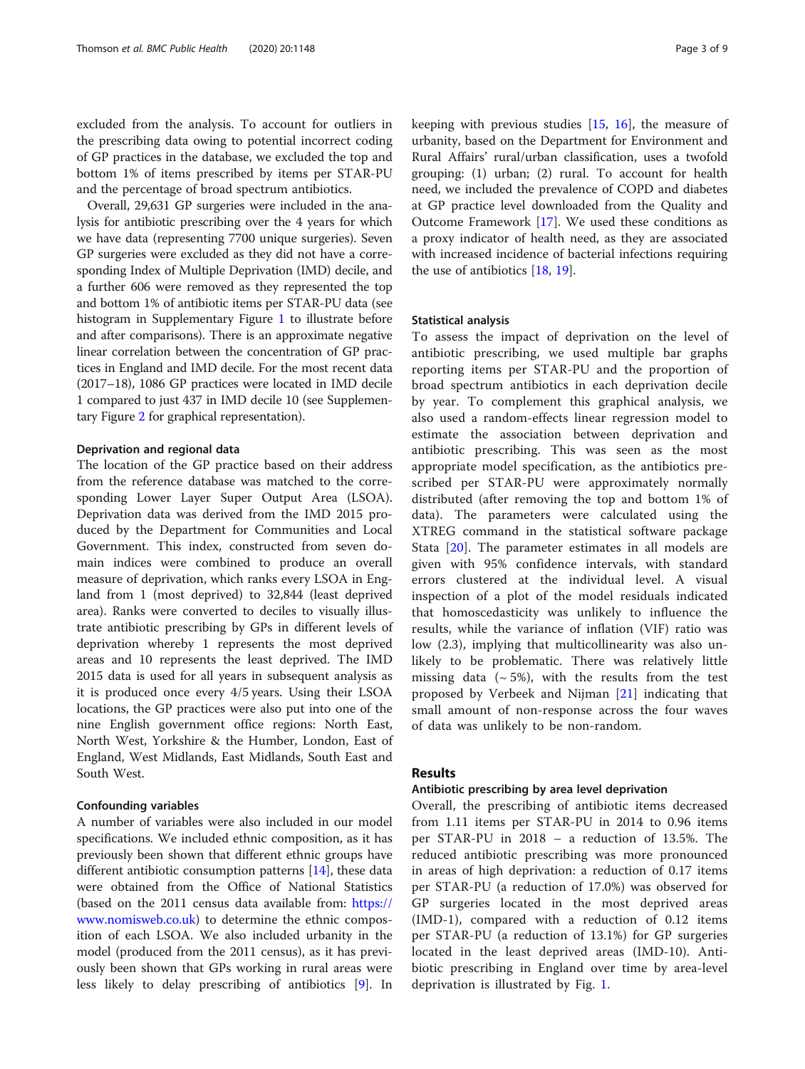excluded from the analysis. To account for outliers in the prescribing data owing to potential incorrect coding of GP practices in the database, we excluded the top and bottom 1% of items prescribed by items per STAR-PU and the percentage of broad spectrum antibiotics.

Overall, 29,631 GP surgeries were included in the analysis for antibiotic prescribing over the 4 years for which we have data (representing 7700 unique surgeries). Seven GP surgeries were excluded as they did not have a corresponding Index of Multiple Deprivation (IMD) decile, and a further 606 were removed as they represented the top and bottom 1% of antibiotic items per STAR-PU data (see histogram in Supplementary Figure 1 to illustrate before and after comparisons). There is an approximate negative linear correlation between the concentration of GP practices in England and IMD decile. For the most recent data (2017–18), 1086 GP practices were located in IMD decile 1 compared to just 437 in IMD decile 10 (see Supplementary Figure 2 for graphical representation).

#### Deprivation and regional data

The location of the GP practice based on their address from the reference database was matched to the corresponding Lower Layer Super Output Area (LSOA). Deprivation data was derived from the IMD 2015 produced by the Department for Communities and Local Government. This index, constructed from seven domain indices were combined to produce an overall measure of deprivation, which ranks every LSOA in England from 1 (most deprived) to 32,844 (least deprived area). Ranks were converted to deciles to visually illustrate antibiotic prescribing by GPs in different levels of deprivation whereby 1 represents the most deprived areas and 10 represents the least deprived. The IMD 2015 data is used for all years in subsequent analysis as it is produced once every 4/5 years. Using their LSOA locations, the GP practices were also put into one of the nine English government office regions: North East, North West, Yorkshire & the Humber, London, East of England, West Midlands, East Midlands, South East and South West.

#### Confounding variables

A number of variables were also included in our model specifications. We included ethnic composition, as it has previously been shown that different ethnic groups have different antibiotic consumption patterns [14], these data were obtained from the Office of National Statistics (based on the 2011 census data available from: https://www.nomisweb.co.uk) to determine the ethnic composition of each LSOA. We also included urbanity in the model (produced from the 2011 census), as it has previously been shown that GPs working in rural areas were less likely to delay prescribing of antibiotics [9]. In keeping with previous studies [15, 16], the measure of urbanity, based on the Department for Environment and Rural Affairs' rural/urban classification, uses a twofold grouping: (1) urban; (2) rural. To account for health need, we included the prevalence of COPD and diabetes at GP practice level downloaded from the Quality and Outcome Framework [17]. We used these conditions as a proxy indicator of health need, as they are associated with increased incidence of bacterial infections requiring the use of antibiotics [18, 19].

#### Statistical analysis

To assess the impact of deprivation on the level of antibiotic prescribing, we used multiple bar graphs reporting items per STAR-PU and the proportion of broad spectrum antibiotics in each deprivation decile by year. To complement this graphical analysis, we also used a random-effects linear regression model to estimate the association between deprivation and antibiotic prescribing. This was seen as the most appropriate model specification, as the antibiotics prescribed per STAR-PU were approximately normally distributed (after removing the top and bottom 1% of data). The parameters were calculated using the XTREG command in the statistical software package Stata [20]. The parameter estimates in all models are given with 95% confidence intervals, with standard errors clustered at the individual level. A visual inspection of a plot of the model residuals indicated that homoscedasticity was unlikely to influence the results, while the variance of inflation (VIF) ratio was low (2.3), implying that multicollinearity was also unlikely to be problematic. There was relatively little missing data (~ 5%), with the results from the test proposed by Verbeek and Nijman [21] indicating that small amount of non-response across the four waves of data was unlikely to be non-random.

## Results

#### Antibiotic prescribing by area level deprivation

Overall, the prescribing of antibiotic items decreased from 1.11 items per STAR-PU in 2014 to 0.96 items per STAR-PU in 2018 – a reduction of 13.5%. The reduced antibiotic prescribing was more pronounced in areas of high deprivation: a reduction of 0.17 items per STAR-PU (a reduction of 17.0%) was observed for GP surgeries located in the most deprived areas (IMD-1), compared with a reduction of 0.12 items per STAR-PU (a reduction of 13.1%) for GP surgeries located in the least deprived areas (IMD-10). Antibiotic prescribing in England over time by area-level deprivation is illustrated by Fig. 1.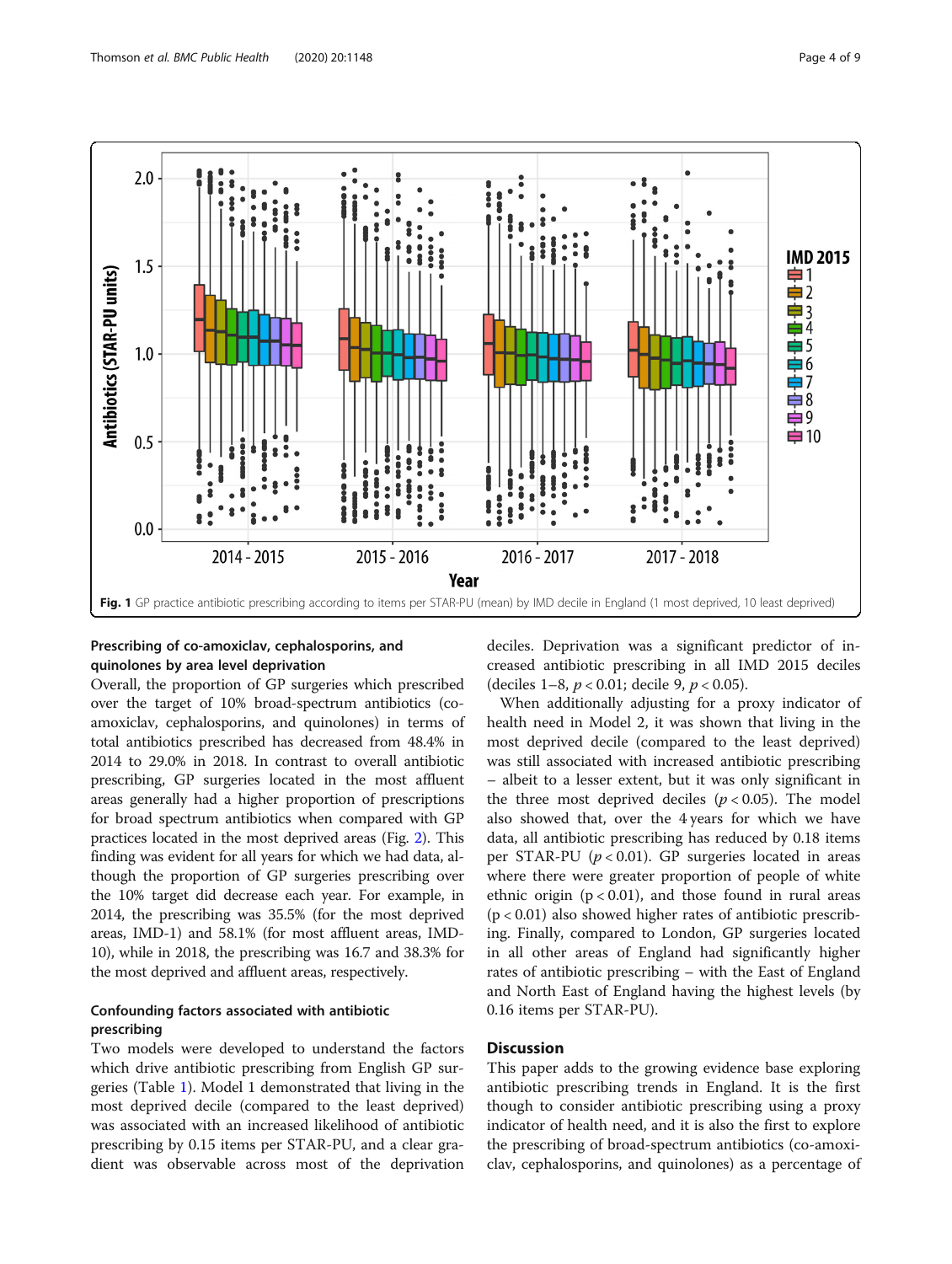**Fig. 1** GP practice antibiotic prescribing according to items per STAR-PU (mean) by IMD decile in England (1 most deprived, 10 least deprived)

### Prescribing of co-amoxiclav, cephalosporins, and quinolones by area level deprivation

Overall, the proportion of GP surgeries which prescribed over the target of 10% broad-spectrum antibiotics (co-amoxiclav, cephalosporins, and quinolones) in terms of total antibiotics prescribed has decreased from 48.4% in 2014 to 29.0% in 2018. In contrast to overall antibiotic prescribing, GP surgeries located in the most affluent areas generally had a higher proportion of prescriptions for broad spectrum antibiotics when compared with GP practices located in the most deprived areas (Fig. 2). This finding was evident for all years for which we had data, although the proportion of GP surgeries prescribing over the 10% target did decrease each year. For example, in 2014, the prescribing was 35.5% (for the most deprived areas, IMD-1) and 58.1% (for most affluent areas, IMD-10), while in 2018, the prescribing was 16.7 and 38.3% for the most deprived and affluent areas, respectively.

### Confounding factors associated with antibiotic prescribing

Two models were developed to understand the factors which drive antibiotic prescribing from English GP surgeries (Table 1). Model 1 demonstrated that living in the most deprived decile (compared to the least deprived) was associated with an increased likelihood of antibiotic prescribing by 0.15 items per STAR-PU, and a clear gradient was observable across most of the deprivation deciles. Deprivation was a significant predictor of increased antibiotic prescribing in all IMD 2015 deciles (deciles 1–8, $p < 0.01$; decile 9, $p < 0.05$).

When additionally adjusting for a proxy indicator of health need in Model 2, it was shown that living in the most deprived decile (compared to the least deprived) was still associated with increased antibiotic prescribing – albeit to a lesser extent, but it was only significant in the three most deprived deciles ($p < 0.05$). The model also showed that, over the 4 years for which we have data, all antibiotic prescribing has reduced by 0.18 items per STAR-PU ($p < 0.01$). GP surgeries located in areas where there were greater proportion of people of white ethnic origin ($p < 0.01$), and those found in rural areas ($p < 0.01$) also showed higher rates of antibiotic prescribing. Finally, compared to London, GP surgeries located in all other areas of England had significantly higher rates of antibiotic prescribing – with the East of England and North East of England having the highest levels (by 0.16 items per STAR-PU).

## Discussion

This paper adds to the growing evidence base exploring antibiotic prescribing trends in England. It is the first though to consider antibiotic prescribing using a proxy indicator of health need, and it is also the first to explore the prescribing of broad-spectrum antibiotics (co-amoxiclav, cephalosporins, and quinolones) as a percentage of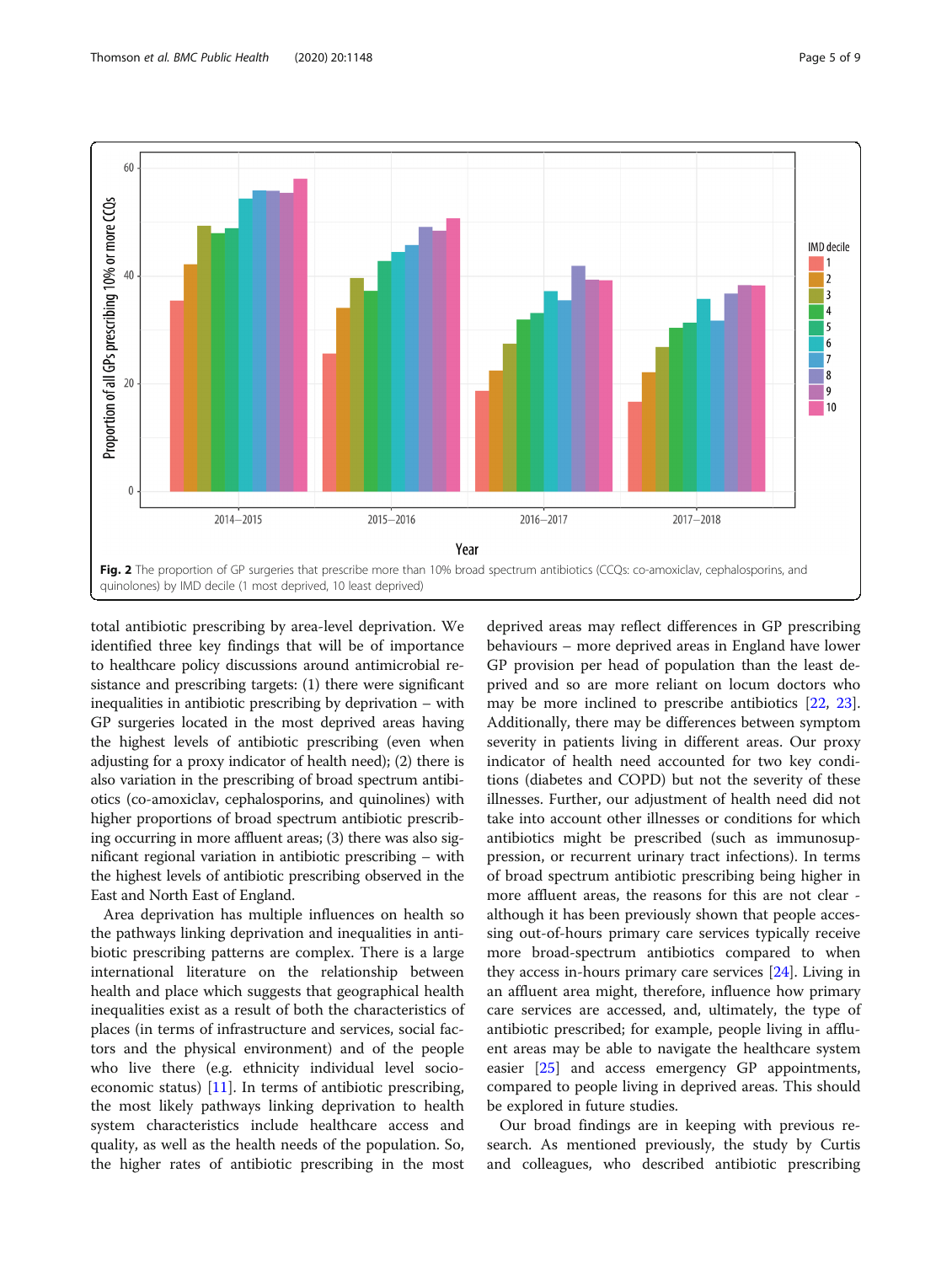Fig. 2 The proportion of GP surgeries that prescribe more than 10% broad spectrum antibiotics (CCQs: co-amoxiclav, cephalosporins, and quinolones) by IMD decile (1 most deprived, 10 least deprived)

total antibiotic prescribing by area-level deprivation. We identified three key findings that will be of importance to healthcare policy discussions around antimicrobial resistance and prescribing targets: (1) there were significant inequalities in antibiotic prescribing by deprivation – with GP surgeries located in the most deprived areas having the highest levels of antibiotic prescribing (even when adjusting for a proxy indicator of health need); (2) there is also variation in the prescribing of broad spectrum antibiotics (co-amoxiclav, cephalosporins, and quinolines) with higher proportions of broad spectrum antibiotic prescribing occurring in more affluent areas; (3) there was also significant regional variation in antibiotic prescribing – with the highest levels of antibiotic prescribing observed in the East and North East of England.

Area deprivation has multiple influences on health so the pathways linking deprivation and inequalities in antibiotic prescribing patterns are complex. There is a large international literature on the relationship between health and place which suggests that geographical health inequalities exist as a result of both the characteristics of places (in terms of infrastructure and services, social factors and the physical environment) and of the people who live there (e.g. ethnicity individual level socio-economic status) [11]. In terms of antibiotic prescribing, the most likely pathways linking deprivation to health system characteristics include healthcare access and quality, as well as the health needs of the population. So, the higher rates of antibiotic prescribing in the most deprived areas may reflect differences in GP prescribing behaviours – more deprived areas in England have lower GP provision per head of population than the least deprived and so are more reliant on locum doctors who may be more inclined to prescribe antibiotics [22, 23]. Additionally, there may be differences between symptom severity in patients living in different areas. Our proxy indicator of health need accounted for two key conditions (diabetes and COPD) but not the severity of these illnesses. Further, our adjustment of health need did not take into account other illnesses or conditions for which antibiotics might be prescribed (such as immunosuppression, or recurrent urinary tract infections). In terms of broad spectrum antibiotic prescribing being higher in more affluent areas, the reasons for this are not clear - although it has been previously shown that people accessing out-of-hours primary care services typically receive more broad-spectrum antibiotics compared to when they access in-hours primary care services [24]. Living in an affluent area might, therefore, influence how primary care services are accessed, and, ultimately, the type of antibiotic prescribed; for example, people living in affluent areas may be able to navigate the healthcare system easier [25] and access emergency GP appointments, compared to people living in deprived areas. This should be explored in future studies.

Our broad findings are in keeping with previous research. As mentioned previously, the study by Curtis and colleagues, who described antibiotic prescribing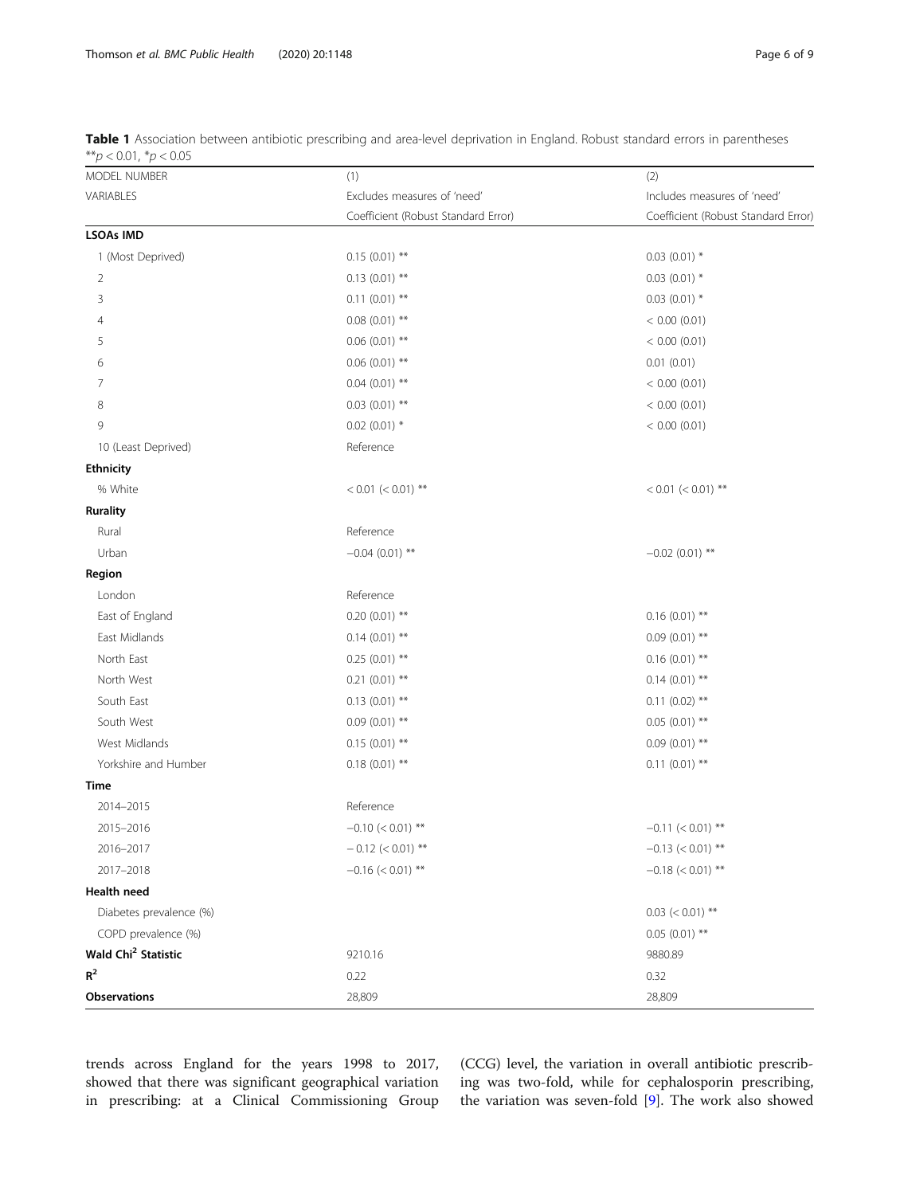**Table 1** Association between antibiotic prescribing and area-level deprivation in England. Robust standard errors in parentheses **$p < 0.01$, *$p < 0.05$

| MODEL NUMBER | (1) | (2) |
|---|---|---|
| VARIABLES | Excludes measures of 'need' | Includes measures of 'need' |
| | Coefficient (Robust Standard Error) | Coefficient (Robust Standard Error) |
| **LSOAs IMD** | | |
| 1 (Most Deprived) | 0.15 (0.01) ** | 0.03 (0.01) * |
| 2 | 0.13 (0.01) ** | 0.03 (0.01) * |
| 3 | 0.11 (0.01) ** | 0.03 (0.01) * |
| 4 | 0.08 (0.01) ** | < 0.00 (0.01) |
| 5 | 0.06 (0.01) ** | < 0.00 (0.01) |
| 6 | 0.06 (0.01) ** | 0.01 (0.01) |
| 7 | 0.04 (0.01) ** | < 0.00 (0.01) |
| 8 | 0.03 (0.01) ** | < 0.00 (0.01) |
| 9 | 0.02 (0.01) * | < 0.00 (0.01) |
| 10 (Least Deprived) | Reference | |
| **Ethnicity** | | |
| % White | < 0.01 (< 0.01) ** | < 0.01 (< 0.01) ** |
| **Rurality** | | |
| Rural | Reference | |
| Urban | −0.04 (0.01) ** | −0.02 (0.01) ** |
| **Region** | | |
| London | Reference | |
| East of England | 0.20 (0.01) ** | 0.16 (0.01) ** |
| East Midlands | 0.14 (0.01) ** | 0.09 (0.01) ** |
| North East | 0.25 (0.01) ** | 0.16 (0.01) ** |
| North West | 0.21 (0.01) ** | 0.14 (0.01) ** |
| South East | 0.13 (0.01) ** | 0.11 (0.02) ** |
| South West | 0.09 (0.01) ** | 0.05 (0.01) ** |
| West Midlands | 0.15 (0.01) ** | 0.09 (0.01) ** |
| Yorkshire and Humber | 0.18 (0.01) ** | 0.11 (0.01) ** |
| **Time** | | |
| 2014–2015 | Reference | |
| 2015–2016 | −0.10 (< 0.01) ** | −0.11 (< 0.01) ** |
| 2016–2017 | − 0.12 (< 0.01) ** | −0.13 (< 0.01) ** |
| 2017–2018 | −0.16 (< 0.01) ** | −0.18 (< 0.01) ** |
| **Health need** | | |
| Diabetes prevalence (%) | | 0.03 (< 0.01) ** |
| COPD prevalence (%) | | 0.05 (0.01) ** |
| **Wald Chi$^2$ Statistic** | 9210.16 | 9880.89 |
| **$R^2$** | 0.22 | 0.32 |
| **Observations** | 28,809 | 28,809 |

trends across England for the years 1998 to 2017, showed that there was significant geographical variation in prescribing: at a Clinical Commissioning Group (CCG) level, the variation in overall antibiotic prescribing was two-fold, while for cephalosporin prescribing, the variation was seven-fold [9]. The work also showed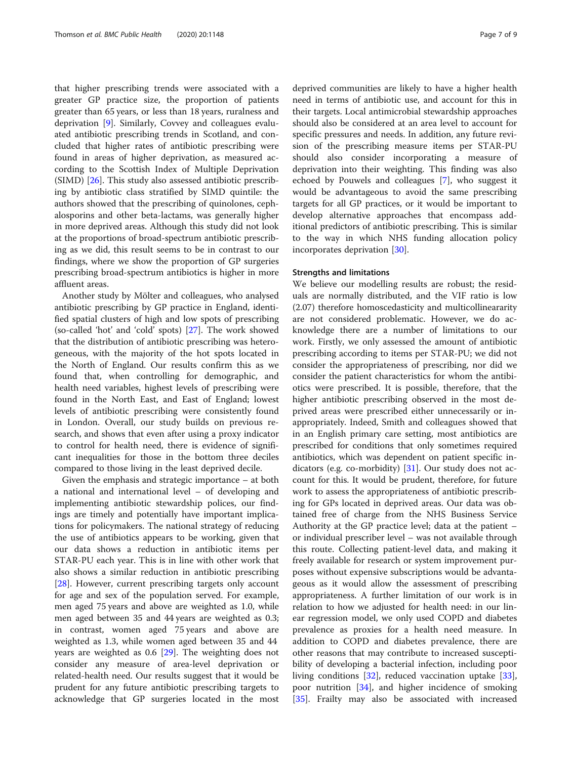that higher prescribing trends were associated with a greater GP practice size, the proportion of patients greater than 65 years, or less than 18 years, ruralness and deprivation [9]. Similarly, Covvey and colleagues evaluated antibiotic prescribing trends in Scotland, and concluded that higher rates of antibiotic prescribing were found in areas of higher deprivation, as measured according to the Scottish Index of Multiple Deprivation (SIMD) [26]. This study also assessed antibiotic prescribing by antibiotic class stratified by SIMD quintile: the authors showed that the prescribing of quinolones, cephalosporins and other beta-lactams, was generally higher in more deprived areas. Although this study did not look at the proportions of broad-spectrum antibiotic prescribing as we did, this result seems to be in contrast to our findings, where we show the proportion of GP surgeries prescribing broad-spectrum antibiotics is higher in more affluent areas.

Another study by Mölter and colleagues, who analysed antibiotic prescribing by GP practice in England, identified spatial clusters of high and low spots of prescribing (so-called 'hot' and 'cold' spots) [27]. The work showed that the distribution of antibiotic prescribing was heterogeneous, with the majority of the hot spots located in the North of England. Our results confirm this as we found that, when controlling for demographic, and health need variables, highest levels of prescribing were found in the North East, and East of England; lowest levels of antibiotic prescribing were consistently found in London. Overall, our study builds on previous research, and shows that even after using a proxy indicator to control for health need, there is evidence of significant inequalities for those in the bottom three deciles compared to those living in the least deprived decile.

Given the emphasis and strategic importance – at both a national and international level – of developing and implementing antibiotic stewardship polices, our findings are timely and potentially have important implications for policymakers. The national strategy of reducing the use of antibiotics appears to be working, given that our data shows a reduction in antibiotic items per STAR-PU each year. This is in line with other work that also shows a similar reduction in antibiotic prescribing [28]. However, current prescribing targets only account for age and sex of the population served. For example, men aged 75 years and above are weighted as 1.0, while men aged between 35 and 44 years are weighted as 0.3; in contrast, women aged 75 years and above are weighted as 1.3, while women aged between 35 and 44 years are weighted as 0.6 [29]. The weighting does not consider any measure of area-level deprivation or related-health need. Our results suggest that it would be prudent for any future antibiotic prescribing targets to acknowledge that GP surgeries located in the most deprived communities are likely to have a higher health need in terms of antibiotic use, and account for this in their targets. Local antimicrobial stewardship approaches should also be considered at an area level to account for specific pressures and needs. In addition, any future revision of the prescribing measure items per STAR-PU should also consider incorporating a measure of deprivation into their weighting. This finding was also echoed by Pouwels and colleagues [7], who suggest it would be advantageous to avoid the same prescribing targets for all GP practices, or it would be important to develop alternative approaches that encompass additional predictors of antibiotic prescribing. This is similar to the way in which NHS funding allocation policy incorporates deprivation [30].

## Strengths and limitations

We believe our modelling results are robust; the residuals are normally distributed, and the VIF ratio is low (2.07) therefore homoscedasticity and multicollineararity are not considered problematic. However, we do acknowledge there are a number of limitations to our work. Firstly, we only assessed the amount of antibiotic prescribing according to items per STAR-PU; we did not consider the appropriateness of prescribing, nor did we consider the patient characteristics for whom the antibiotics were prescribed. It is possible, therefore, that the higher antibiotic prescribing observed in the most deprived areas were prescribed either unnecessarily or inappropriately. Indeed, Smith and colleagues showed that in an English primary care setting, most antibiotics are prescribed for conditions that only sometimes required antibiotics, which was dependent on patient specific indicators (e.g. co-morbidity) [31]. Our study does not account for this. It would be prudent, therefore, for future work to assess the appropriateness of antibiotic prescribing for GPs located in deprived areas. Our data was obtained free of charge from the NHS Business Service Authority at the GP practice level; data at the patient – or individual prescriber level – was not available through this route. Collecting patient-level data, and making it freely available for research or system improvement purposes without expensive subscriptions would be advantageous as it would allow the assessment of prescribing appropriateness. A further limitation of our work is in relation to how we adjusted for health need: in our linear regression model, we only used COPD and diabetes prevalence as proxies for a health need measure. In addition to COPD and diabetes prevalence, there are other reasons that may contribute to increased susceptibility of developing a bacterial infection, including poor living conditions [32], reduced vaccination uptake [33], poor nutrition [34], and higher incidence of smoking [35]. Frailty may also be associated with increased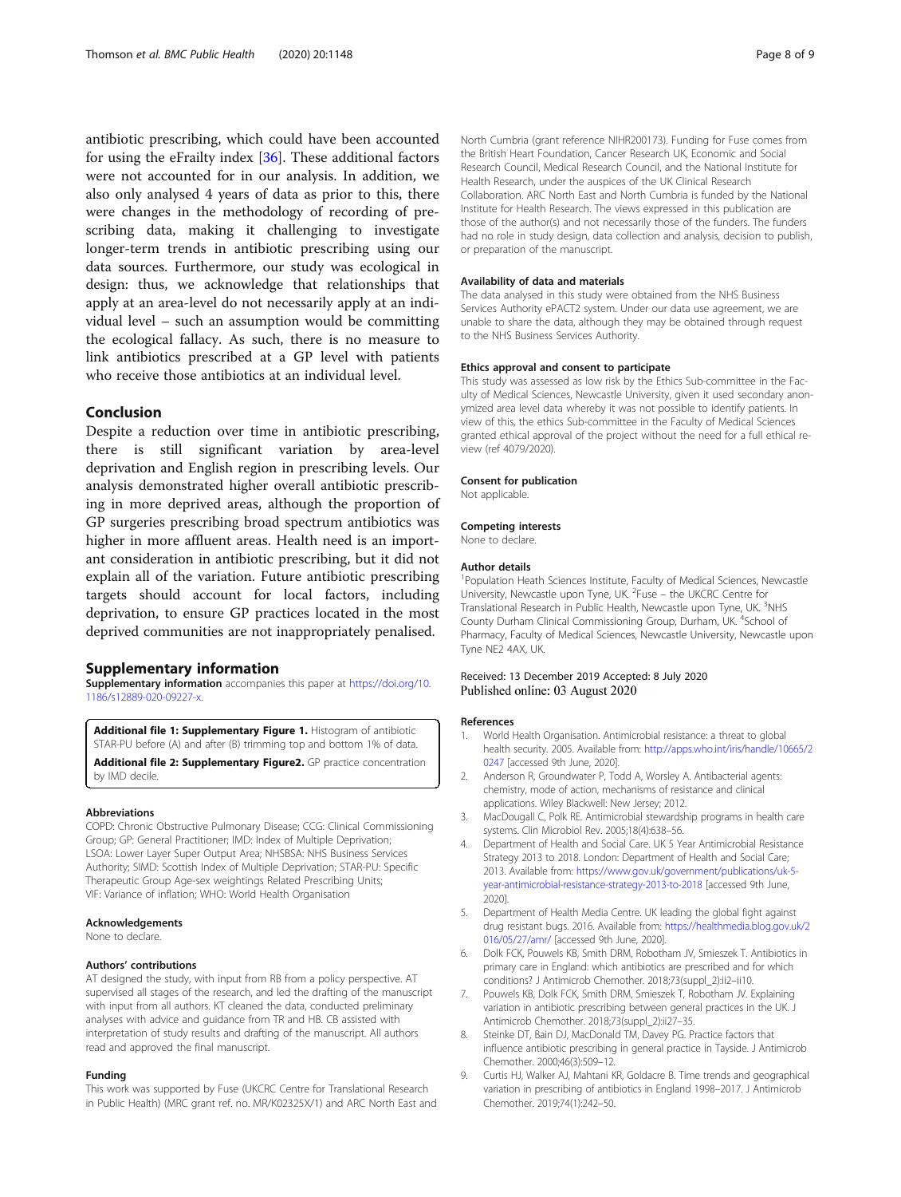antibiotic prescribing, which could have been accounted for using the eFrailty index [36]. These additional factors were not accounted for in our analysis. In addition, we also only analysed 4 years of data as prior to this, there were changes in the methodology of recording of prescribing data, making it challenging to investigate longer-term trends in antibiotic prescribing using our data sources. Furthermore, our study was ecological in design: thus, we acknowledge that relationships that apply at an area-level do not necessarily apply at an individual level – such an assumption would be committing the ecological fallacy. As such, there is no measure to link antibiotics prescribed at a GP level with patients who receive those antibiotics at an individual level.

## Conclusion

Despite a reduction over time in antibiotic prescribing, there is still significant variation by area-level deprivation and English region in prescribing levels. Our analysis demonstrated higher overall antibiotic prescribing in more deprived areas, although the proportion of GP surgeries prescribing broad spectrum antibiotics was higher in more affluent areas. Health need is an important consideration in antibiotic prescribing, but it did not explain all of the variation. Future antibiotic prescribing targets should account for local factors, including deprivation, to ensure GP practices located in the most deprived communities are not inappropriately penalised.

## Supplementary information

**Supplementary information** accompanies this paper at https://doi.org/10.1186/s12889-020-09227-x.

**Additional file 1: Supplementary Figure 1.** Histogram of antibiotic STAR-PU before (A) and after (B) trimming top and bottom 1% of data.

**Additional file 2: Supplementary Figure2.** GP practice concentration by IMD decile.

#### Abbreviations

COPD: Chronic Obstructive Pulmonary Disease; CCG: Clinical Commissioning Group; GP: General Practitioner; IMD: Index of Multiple Deprivation; LSOA: Lower Layer Super Output Area; NHSBSA: NHS Business Services Authority; SIMD: Scottish Index of Multiple Deprivation; STAR-PU: Specific Therapeutic Group Age-sex weightings Related Prescribing Units; VIF: Variance of inflation; WHO: World Health Organisation

#### Acknowledgements

None to declare.

#### Authors' contributions

AT designed the study, with input from RB from a policy perspective. AT supervised all stages of the research, and led the drafting of the manuscript with input from all authors. KT cleaned the data, conducted preliminary analyses with advice and guidance from TR and HB. CB assisted with interpretation of study results and drafting of the manuscript. All authors read and approved the final manuscript.

#### Funding

This work was supported by Fuse (UKCRC Centre for Translational Research in Public Health) (MRC grant ref. no. MR/K02325X/1) and ARC North East and North Cumbria (grant reference NIHR200173). Funding for Fuse comes from the British Heart Foundation, Cancer Research UK, Economic and Social Research Council, Medical Research Council, and the National Institute for Health Research, under the auspices of the UK Clinical Research Collaboration. ARC North East and North Cumbria is funded by the National Institute for Health Research. The views expressed in this publication are those of the author(s) and not necessarily those of the funders. The funders had no role in study design, data collection and analysis, decision to publish, or preparation of the manuscript.

#### Availability of data and materials

The data analysed in this study were obtained from the NHS Business Services Authority ePACT2 system. Under our data use agreement, we are unable to share the data, although they may be obtained through request to the NHS Business Services Authority.

#### Ethics approval and consent to participate

This study was assessed as low risk by the Ethics Sub-committee in the Faculty of Medical Sciences, Newcastle University, given it used secondary anonymized area level data whereby it was not possible to identify patients. In view of this, the ethics Sub-committee in the Faculty of Medical Sciences granted ethical approval of the project without the need for a full ethical review (ref 4079/2020).

#### Consent for publication

Not applicable.

#### Competing interests

None to declare.

#### Author details

[1]Population Heath Sciences Institute, Faculty of Medical Sciences, Newcastle University, Newcastle upon Tyne, UK. [2]Fuse – the UKCRC Centre for Translational Research in Public Health, Newcastle upon Tyne, UK. [3]NHS County Durham Clinical Commissioning Group, Durham, UK. [4]School of Pharmacy, Faculty of Medical Sciences, Newcastle University, Newcastle upon Tyne NE2 4AX, UK.

Received: 13 December 2019 Accepted: 8 July 2020
Published online: 03 August 2020

#### References

1. World Health Organisation. Antimicrobial resistance: a threat to global health security. 2005. Available from: http://apps.who.int/iris/handle/10665/20247 [accessed 9th June, 2020].
2. Anderson R, Groundwater P, Todd A, Worsley A. Antibacterial agents: chemistry, mode of action, mechanisms of resistance and clinical applications. Wiley Blackwell: New Jersey; 2012.
3. MacDougall C, Polk RE. Antimicrobial stewardship programs in health care systems. Clin Microbiol Rev. 2005;18(4):638–56.
4. Department of Health and Social Care. UK 5 Year Antimicrobial Resistance Strategy 2013 to 2018. London: Department of Health and Social Care; 2013. Available from: https://www.gov.uk/government/publications/uk-5-year-antimicrobial-resistance-strategy-2013-to-2018 [accessed 9th June, 2020].
5. Department of Health Media Centre. UK leading the global fight against drug resistant bugs. 2016. Available from: https://healthmedia.blog.gov.uk/2016/05/27/amr/ [accessed 9th June, 2020].
6. Dolk FCK, Pouwels KB, Smith DRM, Robotham JV, Smieszek T. Antibiotics in primary care in England: which antibiotics are prescribed and for which conditions? J Antimicrob Chemother. 2018;73(suppl_2):ii2–ii10.
7. Pouwels KB, Dolk FCK, Smith DRM, Smieszek T, Robotham JV. Explaining variation in antibiotic prescribing between general practices in the UK. J Antimicrob Chemother. 2018;73(suppl_2):ii27–35.
8. Steinke DT, Bain DJ, MacDonald TM, Davey PG. Practice factors that influence antibiotic prescribing in general practice in Tayside. J Antimicrob Chemother. 2000;46(3):509–12.
9. Curtis HJ, Walker AJ, Mahtani KR, Goldacre B. Time trends and geographical variation in prescribing of antibiotics in England 1998–2017. J Antimicrob Chemother. 2019;74(1):242–50.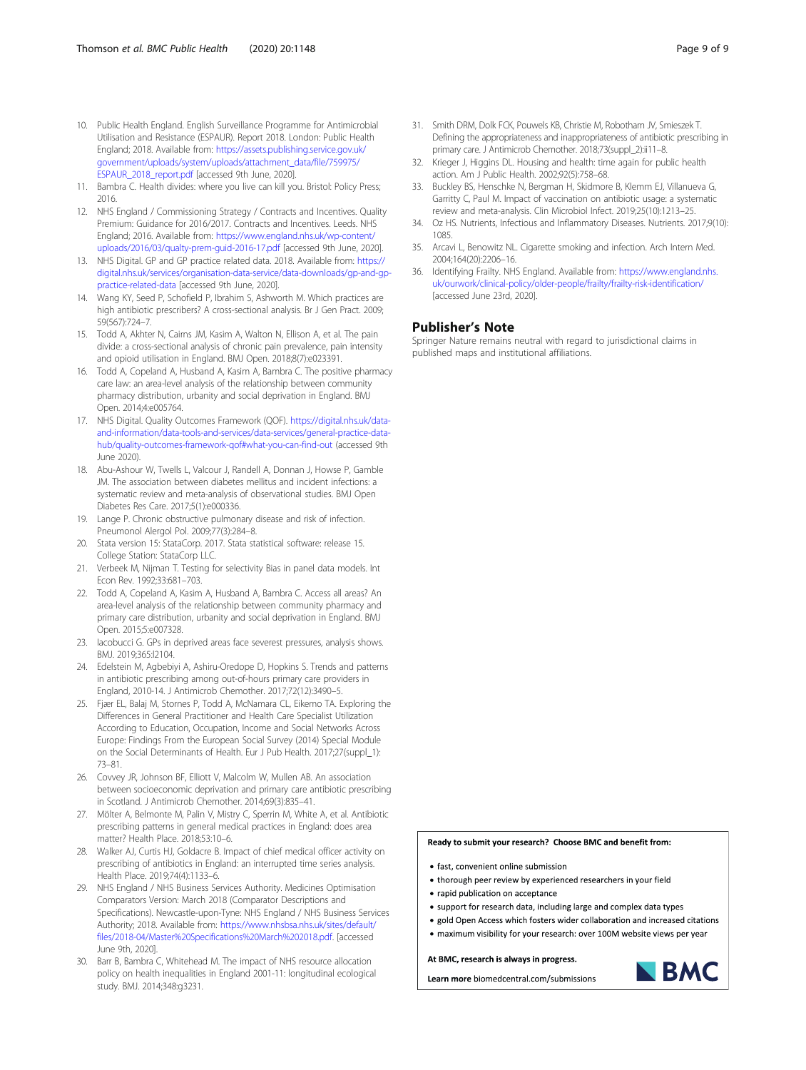10. Public Health England. English Surveillance Programme for Antimicrobial Utilisation and Resistance (ESPAUR). Report 2018. London: Public Health England; 2018. Available from: https://assets.publishing.service.gov.uk/government/uploads/system/uploads/attachment_data/file/759975/ESPAUR_2018_report.pdf [accessed 9th June, 2020].
11. Bambra C. Health divides: where you live can kill you. Bristol: Policy Press; 2016.
12. NHS England / Commissioning Strategy / Contracts and Incentives. Quality Premium: Guidance for 2016/2017. Contracts and Incentives. Leeds. NHS England; 2016. Available from: https://www.england.nhs.uk/wp-content/uploads/2016/03/qualty-prem-guid-2016-17.pdf [accessed 9th June, 2020].
13. NHS Digital. GP and GP practice related data. 2018. Available from: https://digital.nhs.uk/services/organisation-data-service/data-downloads/gp-and-gp-practice-related-data [accessed 9th June, 2020].
14. Wang KY, Seed P, Schofield P, Ibrahim S, Ashworth M. Which practices are high antibiotic prescribers? A cross-sectional analysis. Br J Gen Pract. 2009; 59(567):724–7.
15. Todd A, Akhter N, Cairns JM, Kasim A, Walton N, Ellison A, et al. The pain divide: a cross-sectional analysis of chronic pain prevalence, pain intensity and opioid utilisation in England. BMJ Open. 2018;8(7):e023391.
16. Todd A, Copeland A, Husband A, Kasim A, Bambra C. The positive pharmacy care law: an area-level analysis of the relationship between community pharmacy distribution, urbanity and social deprivation in England. BMJ Open. 2014;4:e005764.
17. NHS Digital. Quality Outcomes Framework (QOF). https://digital.nhs.uk/data-and-information/data-tools-and-services/data-services/general-practice-data-hub/quality-outcomes-framework-qof#what-you-can-find-out (accessed 9th June 2020).
18. Abu-Ashour W, Twells L, Valcour J, Randell A, Donnan J, Howse P, Gamble JM. The association between diabetes mellitus and incident infections: a systematic review and meta-analysis of observational studies. BMJ Open Diabetes Res Care. 2017;5(1):e000336.
19. Lange P. Chronic obstructive pulmonary disease and risk of infection. Pneumonol Alergol Pol. 2009;77(3):284–8.
20. Stata version 15: StataCorp. 2017. Stata statistical software: release 15. College Station: StataCorp LLC.
21. Verbeek M, Nijman T. Testing for selectivity Bias in panel data models. Int Econ Rev. 1992;33:681–703.
22. Todd A, Copeland A, Kasim A, Husband A, Bambra C. Access all areas? An area-level analysis of the relationship between community pharmacy and primary care distribution, urbanity and social deprivation in England. BMJ Open. 2015;5:e007328.
23. Iacobucci G. GPs in deprived areas face severest pressures, analysis shows. BMJ. 2019;365:l2104.
24. Edelstein M, Agbebiyi A, Ashiru-Oredope D, Hopkins S. Trends and patterns in antibiotic prescribing among out-of-hours primary care providers in England, 2010-14. J Antimicrob Chemother. 2017;72(12):3490–5.
25. Fjær EL, Balaj M, Stornes P, Todd A, McNamara CL, Eikemo TA. Exploring the Differences in General Practitioner and Health Care Specialist Utilization According to Education, Occupation, Income and Social Networks Across Europe: Findings From the European Social Survey (2014) Special Module on the Social Determinants of Health. Eur J Pub Health. 2017;27(suppl_1): 73–81.
26. Covvey JR, Johnson BF, Elliott V, Malcolm W, Mullen AB. An association between socioeconomic deprivation and primary care antibiotic prescribing in Scotland. J Antimicrob Chemother. 2014;69(3):835–41.
27. Mölter A, Belmonte M, Palin V, Mistry C, Sperrin M, White A, et al. Antibiotic prescribing patterns in general medical practices in England: does area matter? Health Place. 2018;53:10–6.
28. Walker AJ, Curtis HJ, Goldacre B. Impact of chief medical officer activity on prescribing of antibiotics in England: an interrupted time series analysis. Health Place. 2019;74(4):1133–6.
29. NHS England / NHS Business Services Authority. Medicines Optimisation Comparators Version: March 2018 (Comparator Descriptions and Specifications). Newcastle-upon-Tyne: NHS England / NHS Business Services Authority; 2018. Available from: https://www.nhsbsa.nhs.uk/sites/default/files/2018-04/Master%20Specifications%20March%202018.pdf. [accessed June 9th, 2020].
30. Barr B, Bambra C, Whitehead M. The impact of NHS resource allocation policy on health inequalities in England 2001-11: longitudinal ecological study. BMJ. 2014;348:g3231.
31. Smith DRM, Dolk FCK, Pouwels KB, Christie M, Robotham JV, Smieszek T. Defining the appropriateness and inappropriateness of antibiotic prescribing in primary care. J Antimicrob Chemother. 2018;73(suppl_2):ii11–8.
32. Krieger J, Higgins DL. Housing and health: time again for public health action. Am J Public Health. 2002;92(5):758–68.
33. Buckley BS, Henschke N, Bergman H, Skidmore B, Klemm EJ, Villanueva G, Garritty C, Paul M. Impact of vaccination on antibiotic usage: a systematic review and meta-analysis. Clin Microbiol Infect. 2019;25(10):1213–25.
34. Oz HS. Nutrients, Infectious and Inflammatory Diseases. Nutrients. 2017;9(10): 1085.
35. Arcavi L, Benowitz NL. Cigarette smoking and infection. Arch Intern Med. 2004;164(20):2206–16.
36. Identifying Frailty. NHS England. Available from: https://www.england.nhs.uk/ourwork/clinical-policy/older-people/frailty/frailty-risk-identification/ [accessed June 23rd, 2020].

## Publisher's Note

Springer Nature remains neutral with regard to jurisdictional claims in published maps and institutional affiliations.

**Ready to submit your research? Choose BMC and benefit from:**

- fast, convenient online submission
- thorough peer review by experienced researchers in your field
- rapid publication on acceptance
- support for research data, including large and complex data types
- gold Open Access which fosters wider collaboration and increased citations
- maximum visibility for your research: over 100M website views per year

**At BMC, research is always in progress.**

**Learn more** biomedcentral.com/submissions

BMC